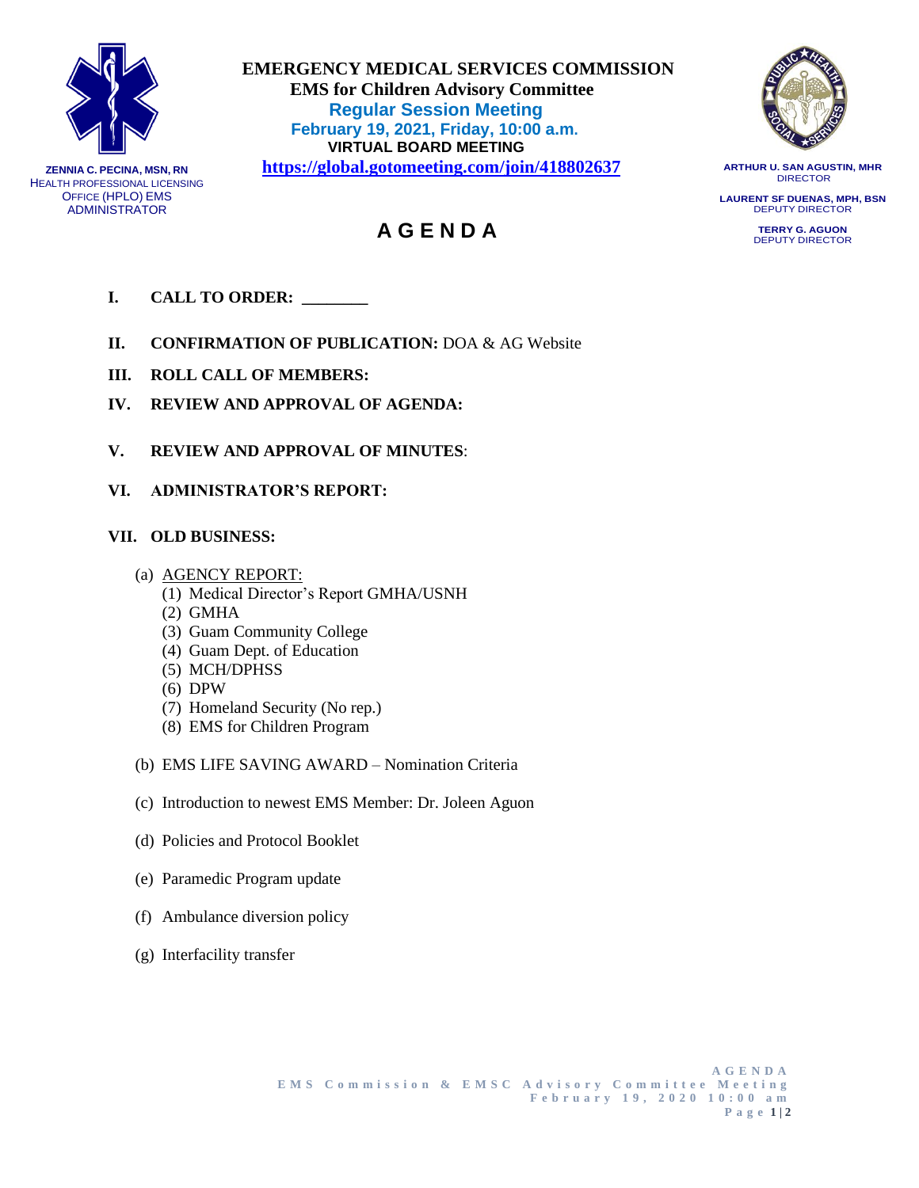**ZENNIA C. PECINA, MSN, RN**
HEALTH PROFESSIONAL LICENSING OFFICE (HPLO) EMS ADMINISTRATOR

# EMERGENCY MEDICAL SERVICES COMMISSION

## EMS for Children Advisory Committee

**Regular Session Meeting**
**February 19, 2021, Friday, 10:00 a.m.**
**VIRTUAL BOARD MEETING**
**https://global.gotomeeting.com/join/418802637**

**ARTHUR U. SAN AGUSTIN, MHR**
DIRECTOR

**LAURENT SF DUENAS, MPH, BSN**
DEPUTY DIRECTOR

**TERRY G. AGUON**
DEPUTY DIRECTOR

# A G E N D A

**I. CALL TO ORDER: ________**

**II. CONFIRMATION OF PUBLICATION:** DOA & AG Website

**III. ROLL CALL OF MEMBERS:**

**IV. REVIEW AND APPROVAL OF AGENDA:**

**V. REVIEW AND APPROVAL OF MINUTES**:

**VI. ADMINISTRATOR'S REPORT:**

**VII. OLD BUSINESS:**

(a) AGENCY REPORT:
  (1) Medical Director's Report GMHA/USNH
  (2) GMHA
  (3) Guam Community College
  (4) Guam Dept. of Education
  (5) MCH/DPHSS
  (6) DPW
  (7) Homeland Security (No rep.)
  (8) EMS for Children Program

(b) EMS LIFE SAVING AWARD – Nomination Criteria

(c) Introduction to newest EMS Member: Dr. Joleen Aguon

(d) Policies and Protocol Booklet

(e) Paramedic Program update

(f) Ambulance diversion policy

(g) Interfacility transfer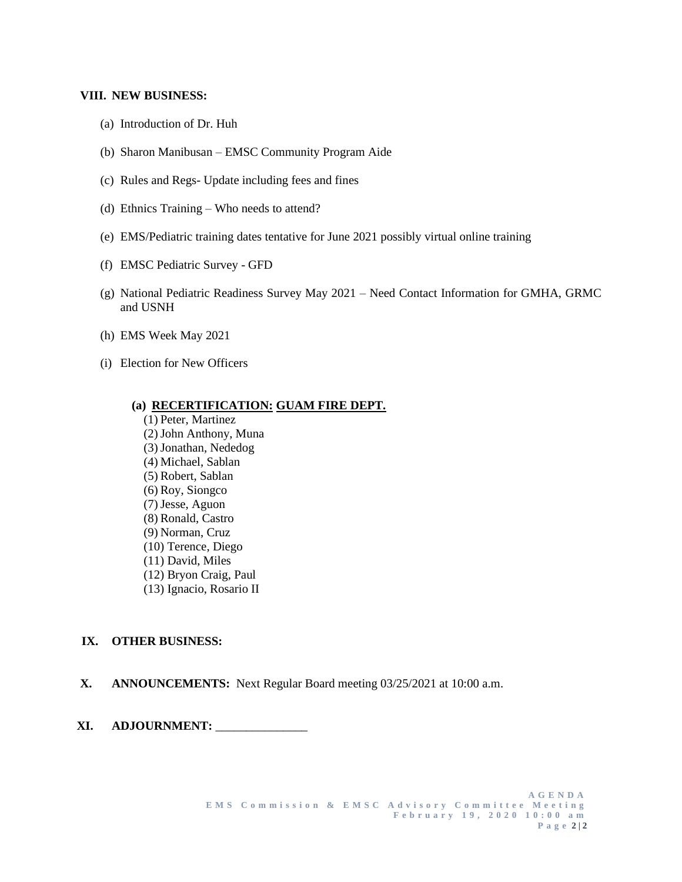**VIII. NEW BUSINESS:**

(a) Introduction of Dr. Huh

(b) Sharon Manibusan – EMSC Community Program Aide

(c) Rules and Regs- Update including fees and fines

(d) Ethnics Training – Who needs to attend?

(e) EMS/Pediatric training dates tentative for June 2021 possibly virtual online training

(f) EMSC Pediatric Survey - GFD

(g) National Pediatric Readiness Survey May 2021 – Need Contact Information for GMHA, GRMC and USNH

(h) EMS Week May 2021

(i) Election for New Officers

**(a) RECERTIFICATION: GUAM FIRE DEPT.**

(1) Peter, Martinez
(2) John Anthony, Muna
(3) Jonathan, Nededog
(4) Michael, Sablan
(5) Robert, Sablan
(6) Roy, Siongco
(7) Jesse, Aguon
(8) Ronald, Castro
(9) Norman, Cruz
(10) Terence, Diego
(11) David, Miles
(12) Bryon Craig, Paul
(13) Ignacio, Rosario II

**IX. OTHER BUSINESS:**

**X. ANNOUNCEMENTS:** Next Regular Board meeting 03/25/2021 at 10:00 a.m.

**XI. ADJOURNMENT:** _______________